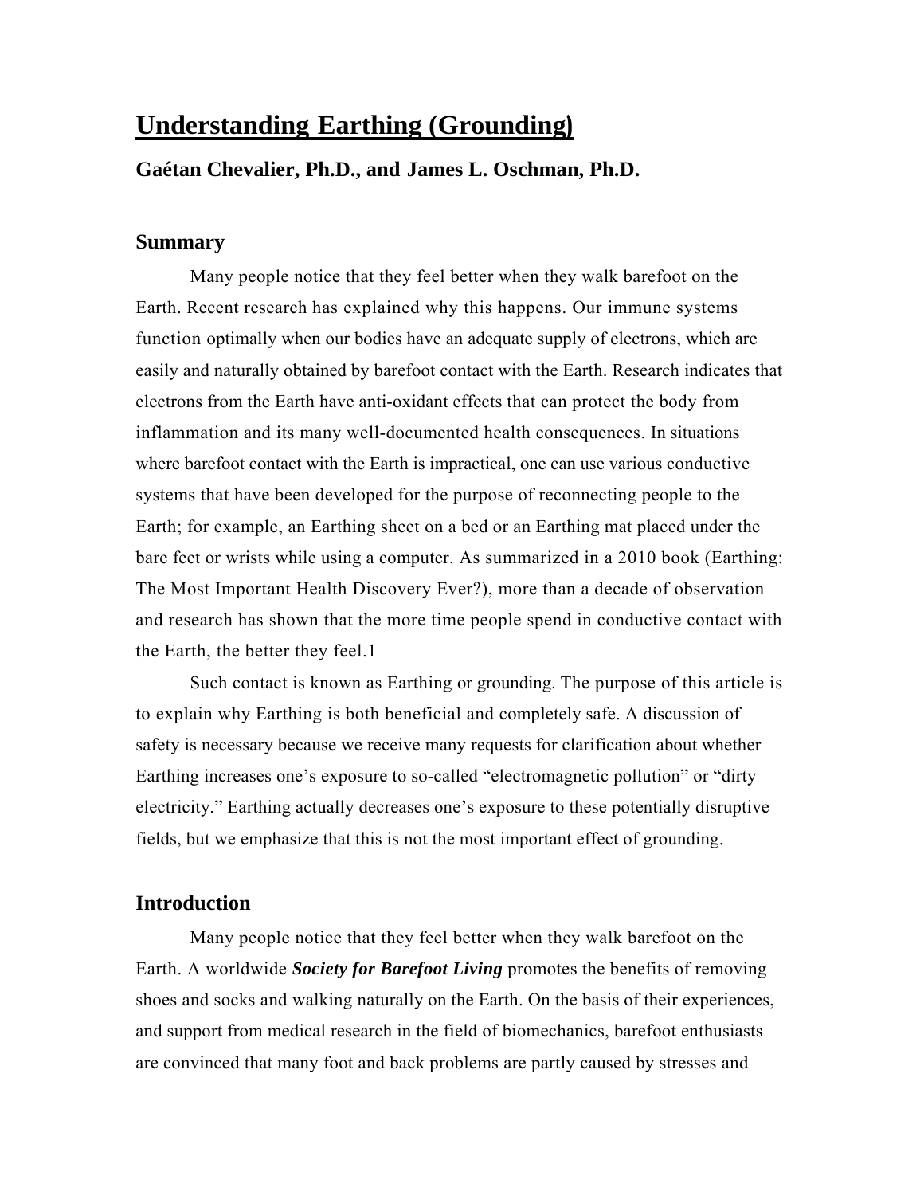# Understanding Earthing (Grounding)

### Gaétan Chevalier, Ph.D., and James L. Oschman, Ph.D.

## Summary

Many people notice that they feel better when they walk barefoot on the Earth. Recent research has explained why this happens. Our immune systems function optimally when our bodies have an adequate supply of electrons, which are easily and naturally obtained by barefoot contact with the Earth. Research indicates that electrons from the Earth have anti-oxidant effects that can protect the body from inflammation and its many well-documented health consequences. In situations where barefoot contact with the Earth is impractical, one can use various conductive systems that have been developed for the purpose of reconnecting people to the Earth; for example, an Earthing sheet on a bed or an Earthing mat placed under the bare feet or wrists while using a computer. As summarized in a 2010 book (Earthing: The Most Important Health Discovery Ever?), more than a decade of observation and research has shown that the more time people spend in conductive contact with the Earth, the better they feel.1

Such contact is known as Earthing or grounding. The purpose of this article is to explain why Earthing is both beneficial and completely safe. A discussion of safety is necessary because we receive many requests for clarification about whether Earthing increases one's exposure to so-called "electromagnetic pollution" or "dirty electricity." Earthing actually decreases one's exposure to these potentially disruptive fields, but we emphasize that this is not the most important effect of grounding.

## Introduction

Many people notice that they feel better when they walk barefoot on the Earth. A worldwide ***Society for Barefoot Living*** promotes the benefits of removing shoes and socks and walking naturally on the Earth. On the basis of their experiences, and support from medical research in the field of biomechanics, barefoot enthusiasts are convinced that many foot and back problems are partly caused by stresses and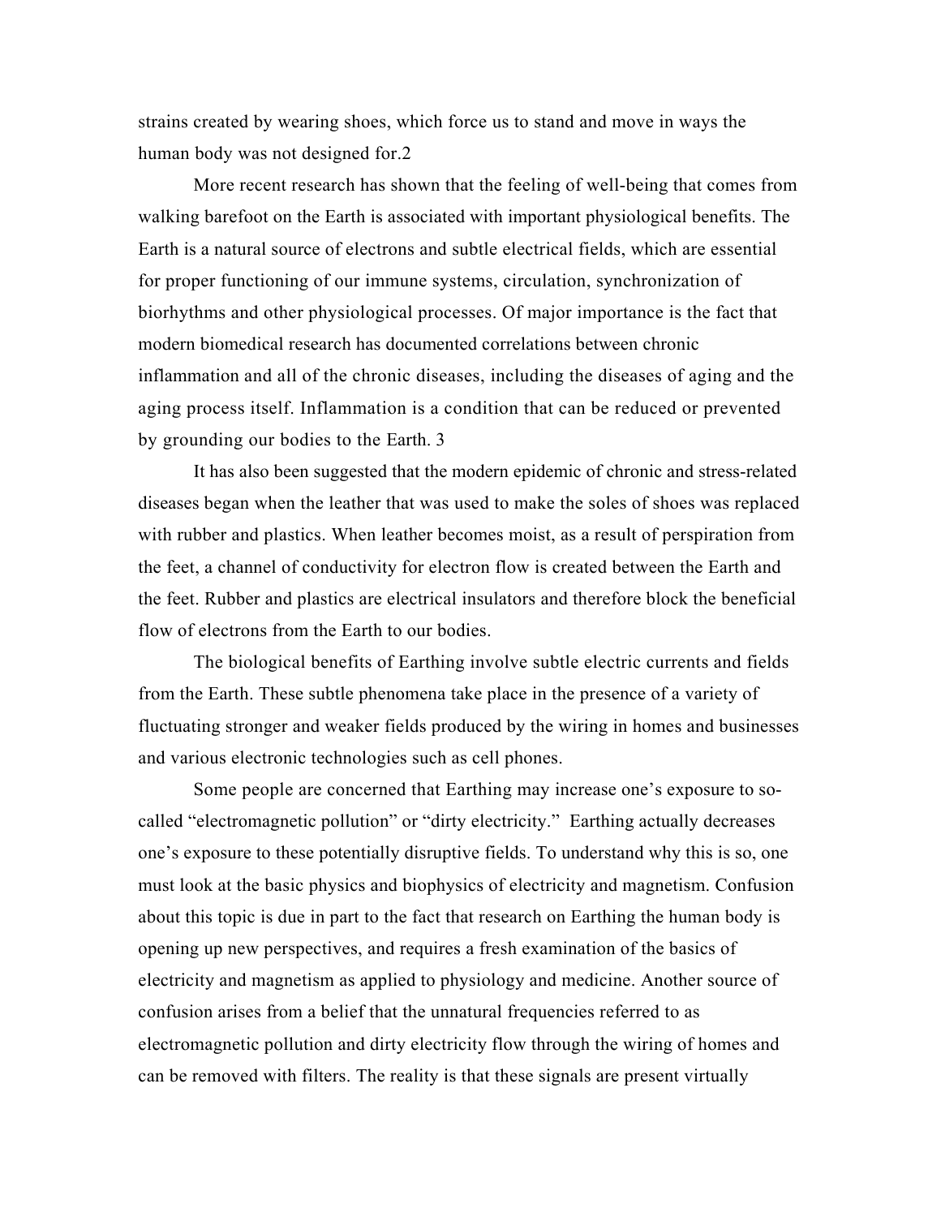strains created by wearing shoes, which force us to stand and move in ways the human body was not designed for.[2]

More recent research has shown that the feeling of well-being that comes from walking barefoot on the Earth is associated with important physiological benefits. The Earth is a natural source of electrons and subtle electrical fields, which are essential for proper functioning of our immune systems, circulation, synchronization of biorhythms and other physiological processes. Of major importance is the fact that modern biomedical research has documented correlations between chronic inflammation and all of the chronic diseases, including the diseases of aging and the aging process itself. Inflammation is a condition that can be reduced or prevented by grounding our bodies to the Earth. [3]

It has also been suggested that the modern epidemic of chronic and stress-related diseases began when the leather that was used to make the soles of shoes was replaced with rubber and plastics. When leather becomes moist, as a result of perspiration from the feet, a channel of conductivity for electron flow is created between the Earth and the feet. Rubber and plastics are electrical insulators and therefore block the beneficial flow of electrons from the Earth to our bodies.

The biological benefits of Earthing involve subtle electric currents and fields from the Earth. These subtle phenomena take place in the presence of a variety of fluctuating stronger and weaker fields produced by the wiring in homes and businesses and various electronic technologies such as cell phones.

Some people are concerned that Earthing may increase one's exposure to so-called "electromagnetic pollution" or "dirty electricity." Earthing actually decreases one's exposure to these potentially disruptive fields. To understand why this is so, one must look at the basic physics and biophysics of electricity and magnetism. Confusion about this topic is due in part to the fact that research on Earthing the human body is opening up new perspectives, and requires a fresh examination of the basics of electricity and magnetism as applied to physiology and medicine. Another source of confusion arises from a belief that the unnatural frequencies referred to as electromagnetic pollution and dirty electricity flow through the wiring of homes and can be removed with filters. The reality is that these signals are present virtually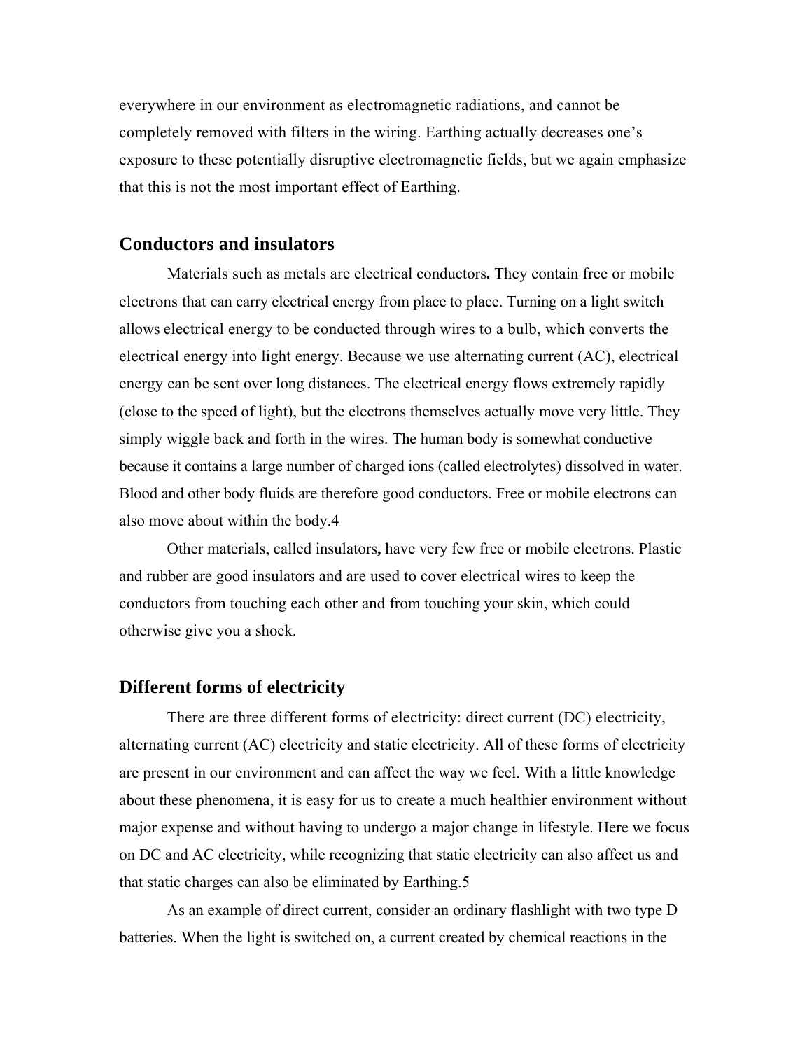everywhere in our environment as electromagnetic radiations, and cannot be completely removed with filters in the wiring. Earthing actually decreases one's exposure to these potentially disruptive electromagnetic fields, but we again emphasize that this is not the most important effect of Earthing.

## Conductors and insulators

Materials such as metals are electrical conductors**.** They contain free or mobile electrons that can carry electrical energy from place to place. Turning on a light switch allows electrical energy to be conducted through wires to a bulb, which converts the electrical energy into light energy. Because we use alternating current (AC), electrical energy can be sent over long distances. The electrical energy flows extremely rapidly (close to the speed of light), but the electrons themselves actually move very little. They simply wiggle back and forth in the wires. The human body is somewhat conductive because it contains a large number of charged ions (called electrolytes) dissolved in water. Blood and other body fluids are therefore good conductors. Free or mobile electrons can also move about within the body.4

Other materials, called insulators**,** have very few free or mobile electrons. Plastic and rubber are good insulators and are used to cover electrical wires to keep the conductors from touching each other and from touching your skin, which could otherwise give you a shock.

## Different forms of electricity

There are three different forms of electricity: direct current (DC) electricity, alternating current (AC) electricity and static electricity. All of these forms of electricity are present in our environment and can affect the way we feel. With a little knowledge about these phenomena, it is easy for us to create a much healthier environment without major expense and without having to undergo a major change in lifestyle. Here we focus on DC and AC electricity, while recognizing that static electricity can also affect us and that static charges can also be eliminated by Earthing.5

As an example of direct current, consider an ordinary flashlight with two type D batteries. When the light is switched on, a current created by chemical reactions in the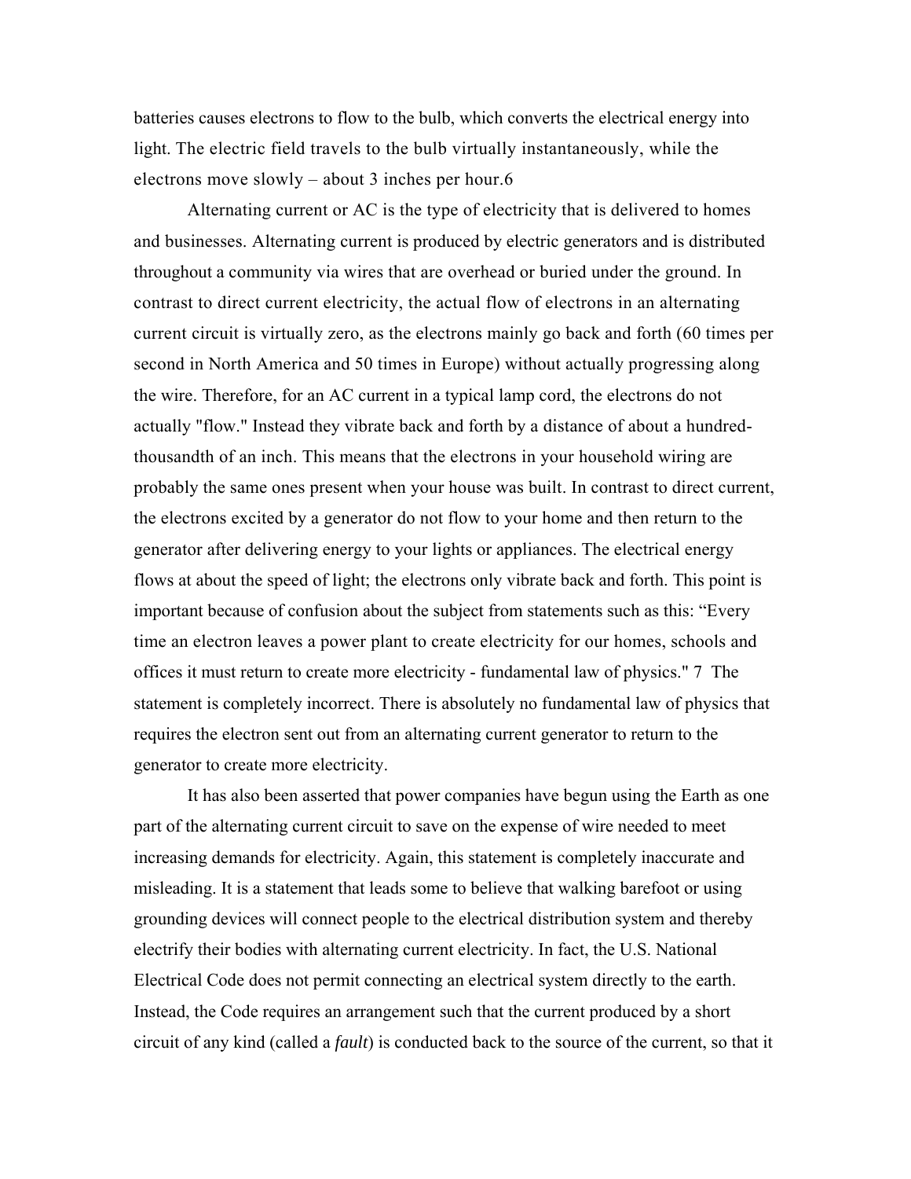batteries causes electrons to flow to the bulb, which converts the electrical energy into light. The electric field travels to the bulb virtually instantaneously, while the electrons move slowly – about 3 inches per hour.[6]

Alternating current or AC is the type of electricity that is delivered to homes and businesses. Alternating current is produced by electric generators and is distributed throughout a community via wires that are overhead or buried under the ground. In contrast to direct current electricity, the actual flow of electrons in an alternating current circuit is virtually zero, as the electrons mainly go back and forth (60 times per second in North America and 50 times in Europe) without actually progressing along the wire. Therefore, for an AC current in a typical lamp cord, the electrons do not actually "flow." Instead they vibrate back and forth by a distance of about a hundred-thousandth of an inch. This means that the electrons in your household wiring are probably the same ones present when your house was built. In contrast to direct current, the electrons excited by a generator do not flow to your home and then return to the generator after delivering energy to your lights or appliances. The electrical energy flows at about the speed of light; the electrons only vibrate back and forth. This point is important because of confusion about the subject from statements such as this: "Every time an electron leaves a power plant to create electricity for our homes, schools and offices it must return to create more electricity - fundamental law of physics."[7] The statement is completely incorrect. There is absolutely no fundamental law of physics that requires the electron sent out from an alternating current generator to return to the generator to create more electricity.

It has also been asserted that power companies have begun using the Earth as one part of the alternating current circuit to save on the expense of wire needed to meet increasing demands for electricity. Again, this statement is completely inaccurate and misleading. It is a statement that leads some to believe that walking barefoot or using grounding devices will connect people to the electrical distribution system and thereby electrify their bodies with alternating current electricity. In fact, the U.S. National Electrical Code does not permit connecting an electrical system directly to the earth. Instead, the Code requires an arrangement such that the current produced by a short circuit of any kind (called a *fault*) is conducted back to the source of the current, so that it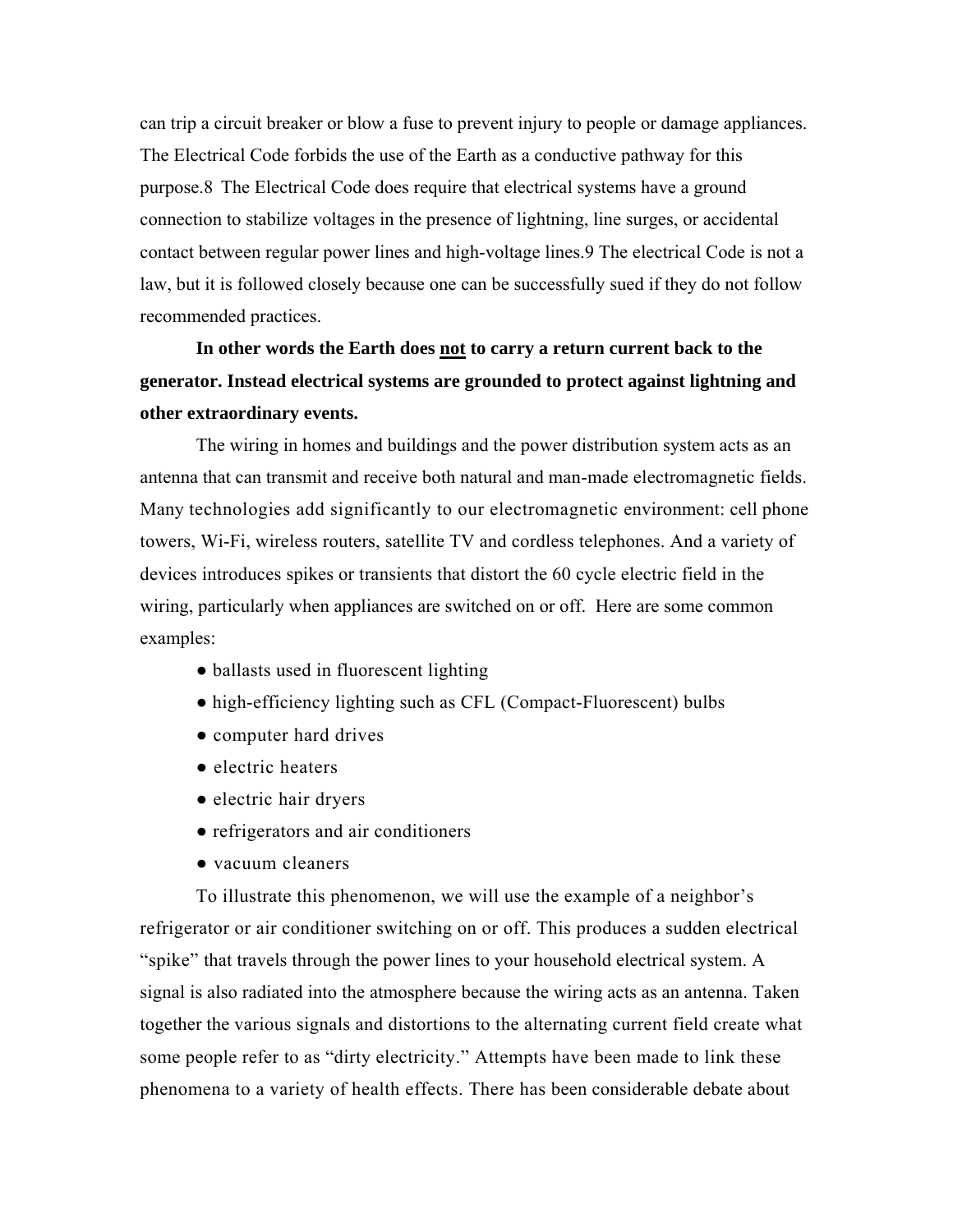can trip a circuit breaker or blow a fuse to prevent injury to people or damage appliances. The Electrical Code forbids the use of the Earth as a conductive pathway for this purpose.8 The Electrical Code does require that electrical systems have a ground connection to stabilize voltages in the presence of lightning, line surges, or accidental contact between regular power lines and high-voltage lines.9 The electrical Code is not a law, but it is followed closely because one can be successfully sued if they do not follow recommended practices.

**In other words the Earth does <u>not</u> to carry a return current back to the generator. Instead electrical systems are grounded to protect against lightning and other extraordinary events.**

The wiring in homes and buildings and the power distribution system acts as an antenna that can transmit and receive both natural and man-made electromagnetic fields. Many technologies add significantly to our electromagnetic environment: cell phone towers, Wi-Fi, wireless routers, satellite TV and cordless telephones. And a variety of devices introduces spikes or transients that distort the 60 cycle electric field in the wiring, particularly when appliances are switched on or off. Here are some common examples:

- ballasts used in fluorescent lighting
- high-efficiency lighting such as CFL (Compact-Fluorescent) bulbs
- computer hard drives
- electric heaters
- electric hair dryers
- refrigerators and air conditioners
- vacuum cleaners

To illustrate this phenomenon, we will use the example of a neighbor's refrigerator or air conditioner switching on or off. This produces a sudden electrical "spike" that travels through the power lines to your household electrical system. A signal is also radiated into the atmosphere because the wiring acts as an antenna. Taken together the various signals and distortions to the alternating current field create what some people refer to as "dirty electricity." Attempts have been made to link these phenomena to a variety of health effects. There has been considerable debate about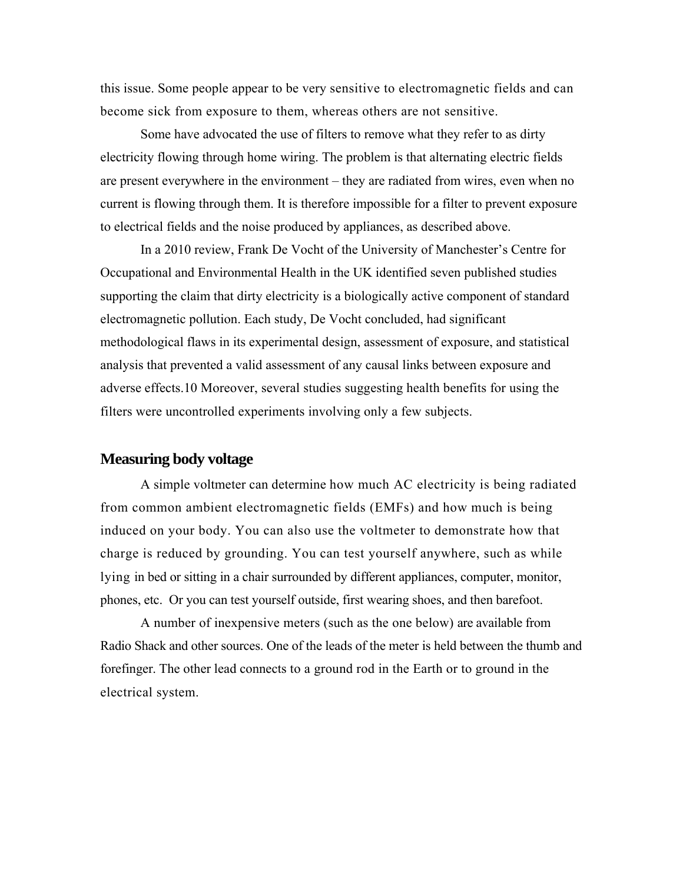this issue. Some people appear to be very sensitive to electromagnetic fields and can become sick from exposure to them, whereas others are not sensitive.

Some have advocated the use of filters to remove what they refer to as dirty electricity flowing through home wiring. The problem is that alternating electric fields are present everywhere in the environment – they are radiated from wires, even when no current is flowing through them. It is therefore impossible for a filter to prevent exposure to electrical fields and the noise produced by appliances, as described above.

In a 2010 review, Frank De Vocht of the University of Manchester's Centre for Occupational and Environmental Health in the UK identified seven published studies supporting the claim that dirty electricity is a biologically active component of standard electromagnetic pollution. Each study, De Vocht concluded, had significant methodological flaws in its experimental design, assessment of exposure, and statistical analysis that prevented a valid assessment of any causal links between exposure and adverse effects.10 Moreover, several studies suggesting health benefits for using the filters were uncontrolled experiments involving only a few subjects.

## Measuring body voltage

A simple voltmeter can determine how much AC electricity is being radiated from common ambient electromagnetic fields (EMFs) and how much is being induced on your body. You can also use the voltmeter to demonstrate how that charge is reduced by grounding. You can test yourself anywhere, such as while lying in bed or sitting in a chair surrounded by different appliances, computer, monitor, phones, etc. Or you can test yourself outside, first wearing shoes, and then barefoot.

A number of inexpensive meters (such as the one below) are available from Radio Shack and other sources. One of the leads of the meter is held between the thumb and forefinger. The other lead connects to a ground rod in the Earth or to ground in the electrical system.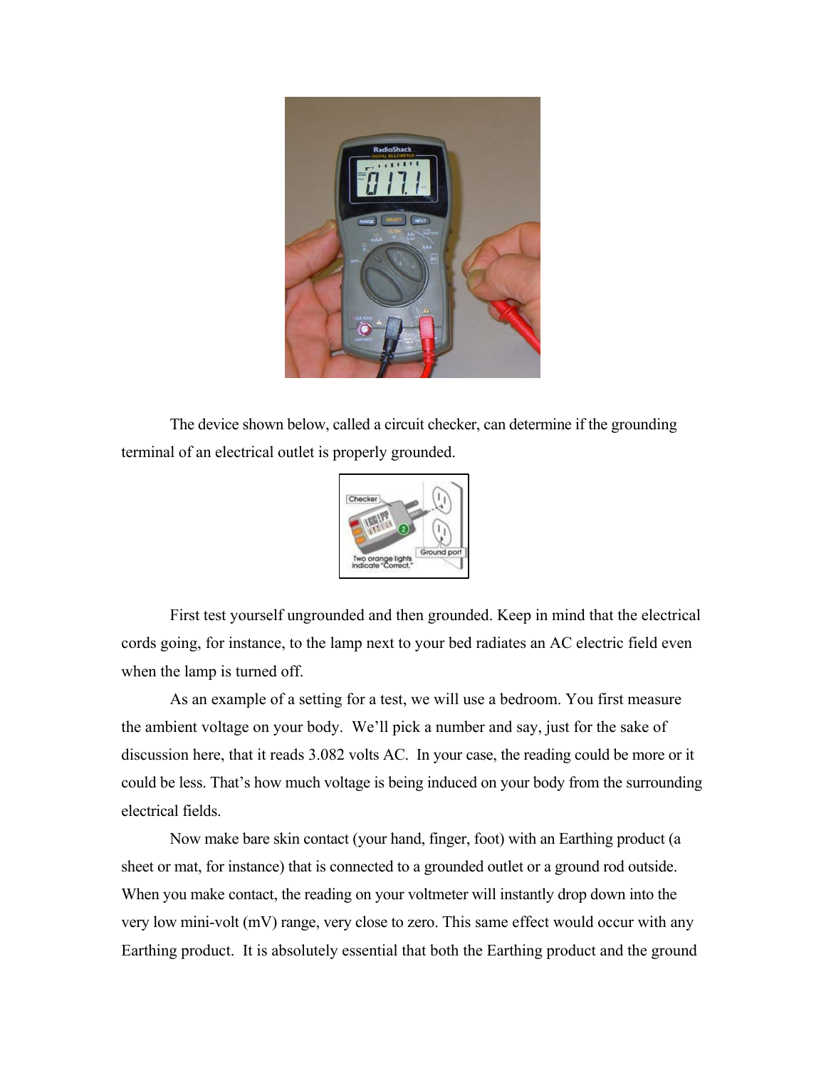The device shown below, called a circuit checker, can determine if the grounding terminal of an electrical outlet is properly grounded.

First test yourself ungrounded and then grounded. Keep in mind that the electrical cords going, for instance, to the lamp next to your bed radiates an AC electric field even when the lamp is turned off.

As an example of a setting for a test, we will use a bedroom. You first measure the ambient voltage on your body. We'll pick a number and say, just for the sake of discussion here, that it reads 3.082 volts AC. In your case, the reading could be more or it could be less. That's how much voltage is being induced on your body from the surrounding electrical fields.

Now make bare skin contact (your hand, finger, foot) with an Earthing product (a sheet or mat, for instance) that is connected to a grounded outlet or a ground rod outside. When you make contact, the reading on your voltmeter will instantly drop down into the very low mini-volt (mV) range, very close to zero. This same effect would occur with any Earthing product. It is absolutely essential that both the Earthing product and the ground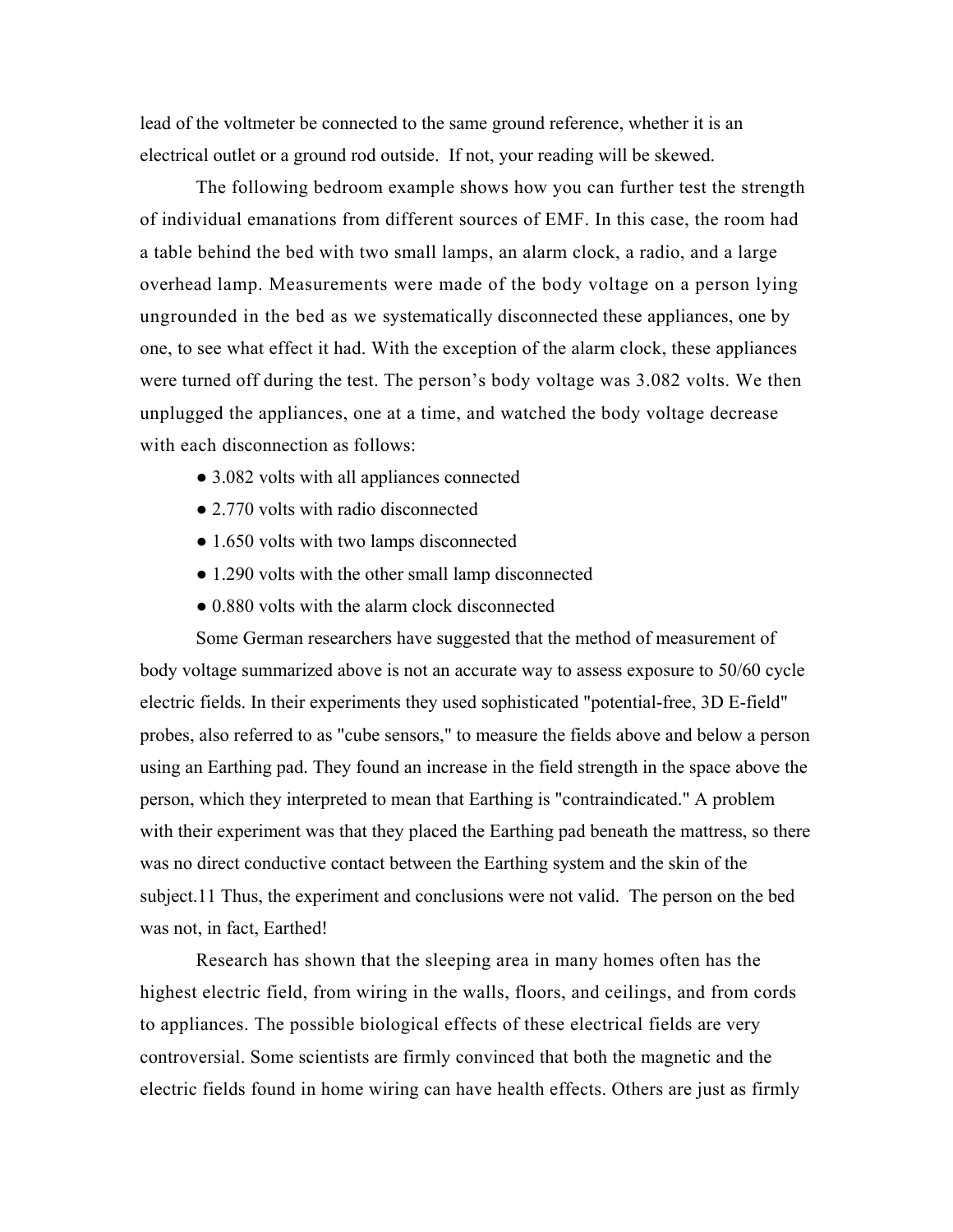lead of the voltmeter be connected to the same ground reference, whether it is an electrical outlet or a ground rod outside. If not, your reading will be skewed.

The following bedroom example shows how you can further test the strength of individual emanations from different sources of EMF. In this case, the room had a table behind the bed with two small lamps, an alarm clock, a radio, and a large overhead lamp. Measurements were made of the body voltage on a person lying ungrounded in the bed as we systematically disconnected these appliances, one by one, to see what effect it had. With the exception of the alarm clock, these appliances were turned off during the test. The person's body voltage was 3.082 volts. We then unplugged the appliances, one at a time, and watched the body voltage decrease with each disconnection as follows:

- 3.082 volts with all appliances connected
- 2.770 volts with radio disconnected
- 1.650 volts with two lamps disconnected
- 1.290 volts with the other small lamp disconnected
- 0.880 volts with the alarm clock disconnected

Some German researchers have suggested that the method of measurement of body voltage summarized above is not an accurate way to assess exposure to 50/60 cycle electric fields. In their experiments they used sophisticated "potential-free, 3D E-field" probes, also referred to as "cube sensors," to measure the fields above and below a person using an Earthing pad. They found an increase in the field strength in the space above the person, which they interpreted to mean that Earthing is "contraindicated." A problem with their experiment was that they placed the Earthing pad beneath the mattress, so there was no direct conductive contact between the Earthing system and the skin of the subject.[11] Thus, the experiment and conclusions were not valid. The person on the bed was not, in fact, Earthed!

Research has shown that the sleeping area in many homes often has the highest electric field, from wiring in the walls, floors, and ceilings, and from cords to appliances. The possible biological effects of these electrical fields are very controversial. Some scientists are firmly convinced that both the magnetic and the electric fields found in home wiring can have health effects. Others are just as firmly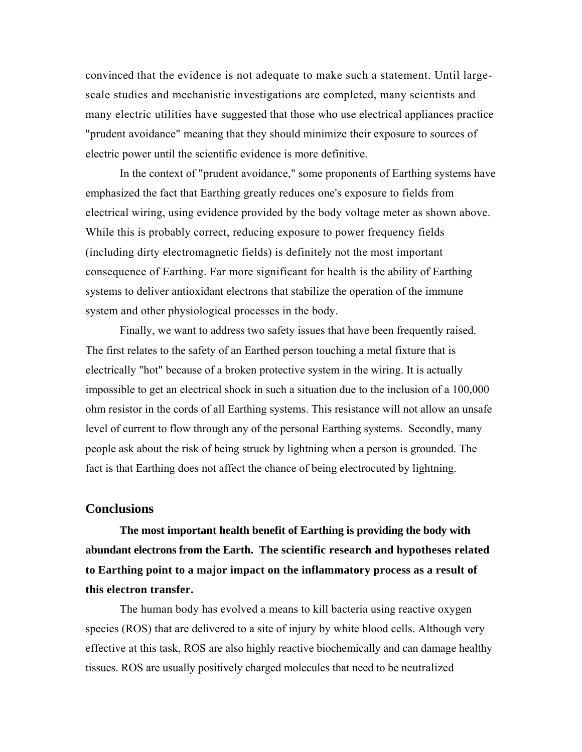convinced that the evidence is not adequate to make such a statement. Until large-scale studies and mechanistic investigations are completed, many scientists and many electric utilities have suggested that those who use electrical appliances practice "prudent avoidance" meaning that they should minimize their exposure to sources of electric power until the scientific evidence is more definitive.

In the context of "prudent avoidance," some proponents of Earthing systems have emphasized the fact that Earthing greatly reduces one's exposure to fields from electrical wiring, using evidence provided by the body voltage meter as shown above. While this is probably correct, reducing exposure to power frequency fields (including dirty electromagnetic fields) is definitely not the most important consequence of Earthing. Far more significant for health is the ability of Earthing systems to deliver antioxidant electrons that stabilize the operation of the immune system and other physiological processes in the body.

Finally, we want to address two safety issues that have been frequently raised. The first relates to the safety of an Earthed person touching a metal fixture that is electrically "hot" because of a broken protective system in the wiring. It is actually impossible to get an electrical shock in such a situation due to the inclusion of a 100,000 ohm resistor in the cords of all Earthing systems. This resistance will not allow an unsafe level of current to flow through any of the personal Earthing systems. Secondly, many people ask about the risk of being struck by lightning when a person is grounded. The fact is that Earthing does not affect the chance of being electrocuted by lightning.

## Conclusions

**The most important health benefit of Earthing is providing the body with abundant electrons from the Earth. The scientific research and hypotheses related to Earthing point to a major impact on the inflammatory process as a result of this electron transfer.**

The human body has evolved a means to kill bacteria using reactive oxygen species (ROS) that are delivered to a site of injury by white blood cells. Although very effective at this task, ROS are also highly reactive biochemically and can damage healthy tissues. ROS are usually positively charged molecules that need to be neutralized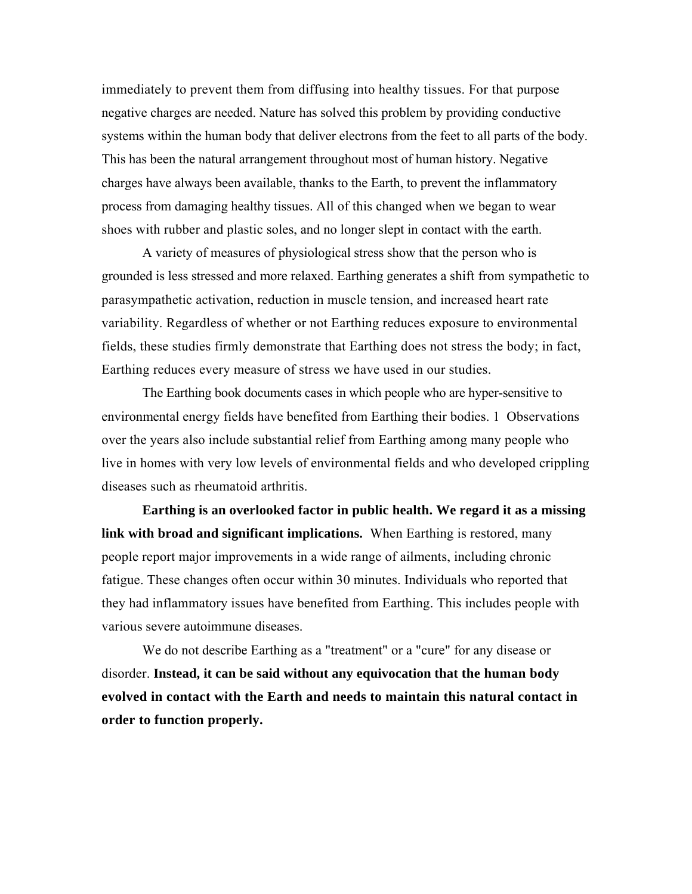immediately to prevent them from diffusing into healthy tissues. For that purpose negative charges are needed. Nature has solved this problem by providing conductive systems within the human body that deliver electrons from the feet to all parts of the body. This has been the natural arrangement throughout most of human history. Negative charges have always been available, thanks to the Earth, to prevent the inflammatory process from damaging healthy tissues. All of this changed when we began to wear shoes with rubber and plastic soles, and no longer slept in contact with the earth.

A variety of measures of physiological stress show that the person who is grounded is less stressed and more relaxed. Earthing generates a shift from sympathetic to parasympathetic activation, reduction in muscle tension, and increased heart rate variability. Regardless of whether or not Earthing reduces exposure to environmental fields, these studies firmly demonstrate that Earthing does not stress the body; in fact, Earthing reduces every measure of stress we have used in our studies.

The Earthing book documents cases in which people who are hyper-sensitive to environmental energy fields have benefited from Earthing their bodies. 1 Observations over the years also include substantial relief from Earthing among many people who live in homes with very low levels of environmental fields and who developed crippling diseases such as rheumatoid arthritis.

**Earthing is an overlooked factor in public health. We regard it as a missing link with broad and significant implications.** When Earthing is restored, many people report major improvements in a wide range of ailments, including chronic fatigue. These changes often occur within 30 minutes. Individuals who reported that they had inflammatory issues have benefited from Earthing. This includes people with various severe autoimmune diseases.

We do not describe Earthing as a "treatment" or a "cure" for any disease or disorder. **Instead, it can be said without any equivocation that the human body evolved in contact with the Earth and needs to maintain this natural contact in order to function properly.**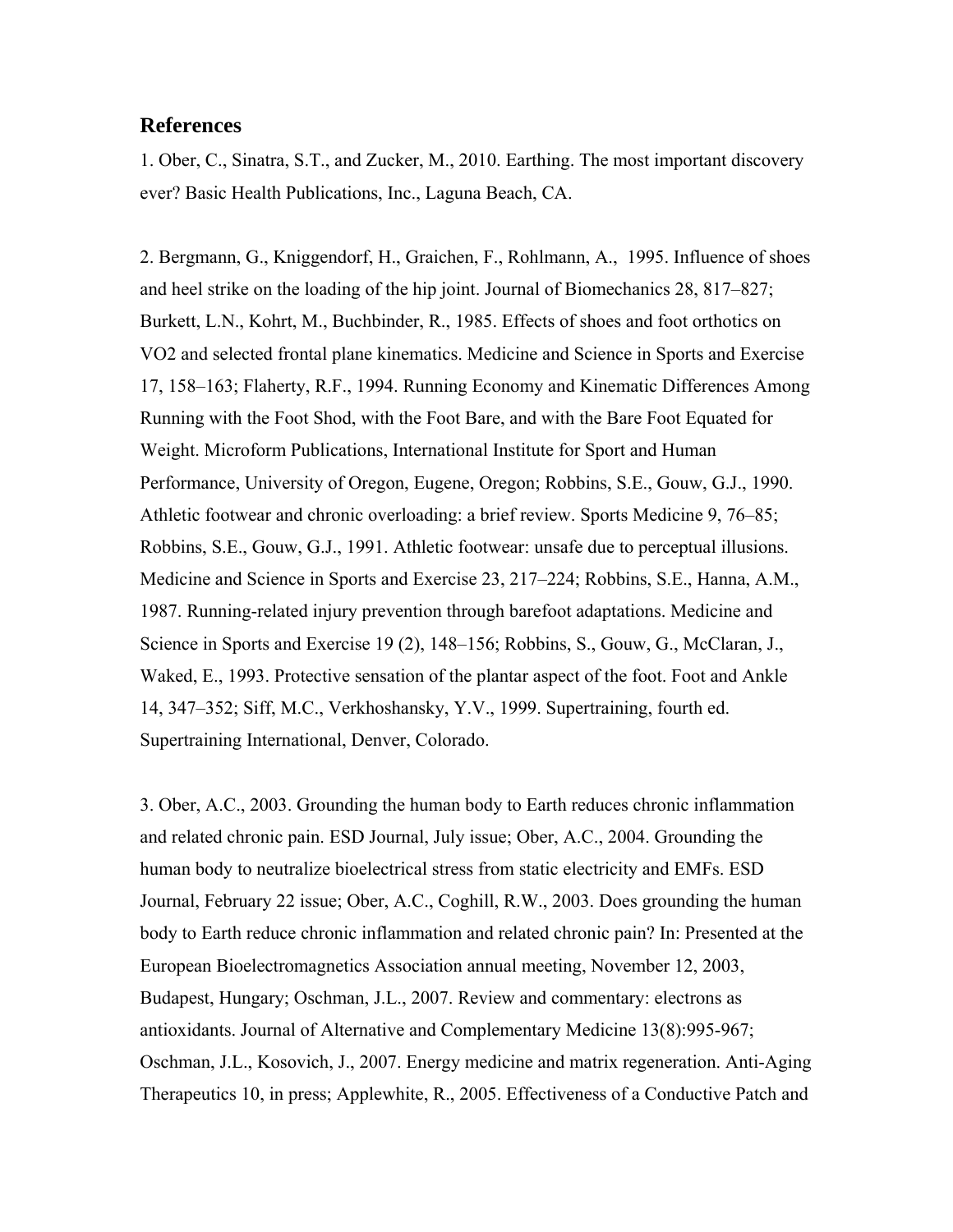## References

1. Ober, C., Sinatra, S.T., and Zucker, M., 2010. Earthing. The most important discovery ever? Basic Health Publications, Inc., Laguna Beach, CA.

2. Bergmann, G., Kniggendorf, H., Graichen, F., Rohlmann, A., 1995. Influence of shoes and heel strike on the loading of the hip joint. Journal of Biomechanics 28, 817–827; Burkett, L.N., Kohrt, M., Buchbinder, R., 1985. Effects of shoes and foot orthotics on VO2 and selected frontal plane kinematics. Medicine and Science in Sports and Exercise 17, 158–163; Flaherty, R.F., 1994. Running Economy and Kinematic Differences Among Running with the Foot Shod, with the Foot Bare, and with the Bare Foot Equated for Weight. Microform Publications, International Institute for Sport and Human Performance, University of Oregon, Eugene, Oregon; Robbins, S.E., Gouw, G.J., 1990. Athletic footwear and chronic overloading: a brief review. Sports Medicine 9, 76–85; Robbins, S.E., Gouw, G.J., 1991. Athletic footwear: unsafe due to perceptual illusions. Medicine and Science in Sports and Exercise 23, 217–224; Robbins, S.E., Hanna, A.M., 1987. Running-related injury prevention through barefoot adaptations. Medicine and Science in Sports and Exercise 19 (2), 148–156; Robbins, S., Gouw, G., McClaran, J., Waked, E., 1993. Protective sensation of the plantar aspect of the foot. Foot and Ankle 14, 347–352; Siff, M.C., Verkhoshansky, Y.V., 1999. Supertraining, fourth ed. Supertraining International, Denver, Colorado.

3. Ober, A.C., 2003. Grounding the human body to Earth reduces chronic inflammation and related chronic pain. ESD Journal, July issue; Ober, A.C., 2004. Grounding the human body to neutralize bioelectrical stress from static electricity and EMFs. ESD Journal, February 22 issue; Ober, A.C., Coghill, R.W., 2003. Does grounding the human body to Earth reduce chronic inflammation and related chronic pain? In: Presented at the European Bioelectromagnetics Association annual meeting, November 12, 2003, Budapest, Hungary; Oschman, J.L., 2007. Review and commentary: electrons as antioxidants. Journal of Alternative and Complementary Medicine 13(8):995-967; Oschman, J.L., Kosovich, J., 2007. Energy medicine and matrix regeneration. Anti-Aging Therapeutics 10, in press; Applewhite, R., 2005. Effectiveness of a Conductive Patch and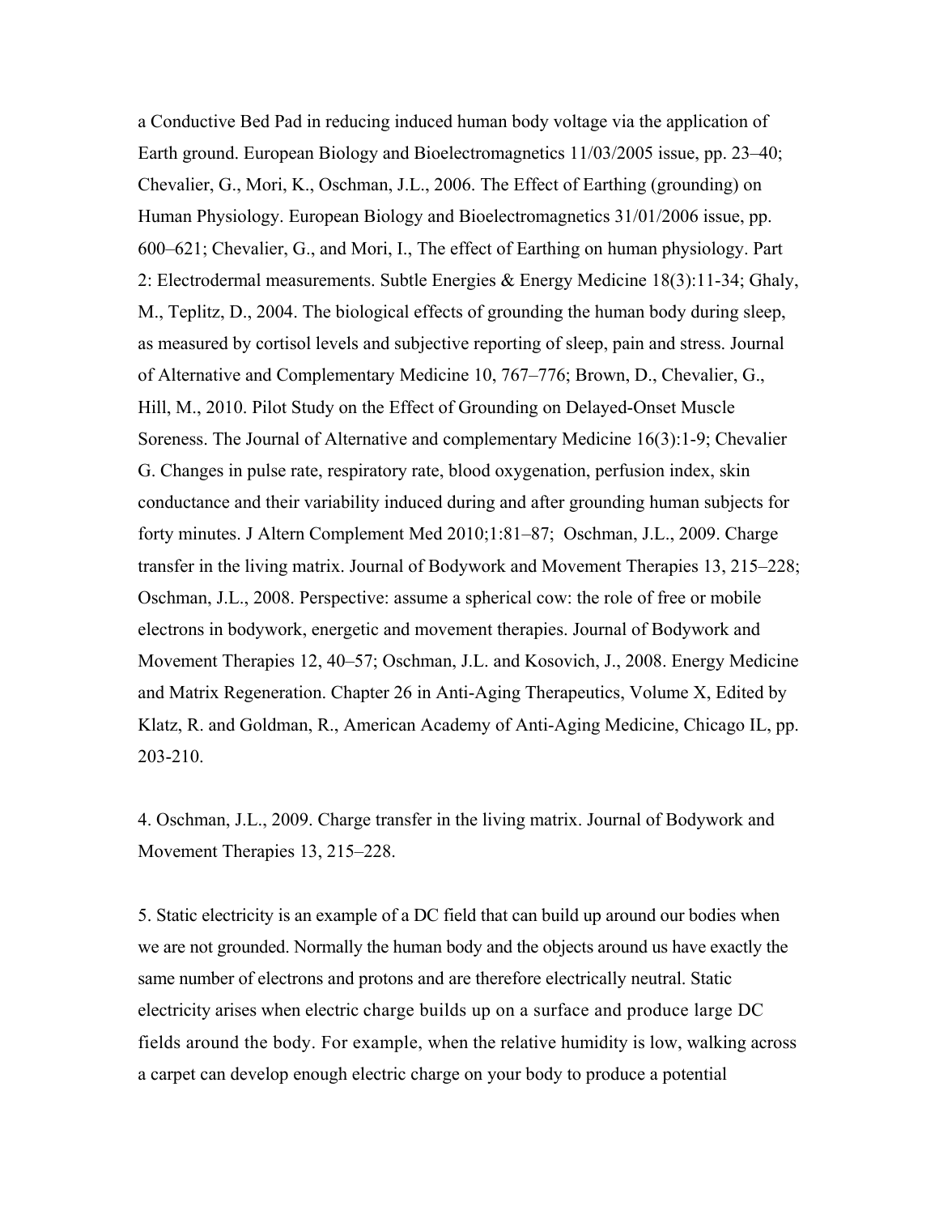a Conductive Bed Pad in reducing induced human body voltage via the application of Earth ground. European Biology and Bioelectromagnetics 11/03/2005 issue, pp. 23–40; Chevalier, G., Mori, K., Oschman, J.L., 2006. The Effect of Earthing (grounding) on Human Physiology. European Biology and Bioelectromagnetics 31/01/2006 issue, pp. 600–621; Chevalier, G., and Mori, I., The effect of Earthing on human physiology. Part 2: Electrodermal measurements. Subtle Energies & Energy Medicine 18(3):11-34; Ghaly, M., Teplitz, D., 2004. The biological effects of grounding the human body during sleep, as measured by cortisol levels and subjective reporting of sleep, pain and stress. Journal of Alternative and Complementary Medicine 10, 767–776; Brown, D., Chevalier, G., Hill, M., 2010. Pilot Study on the Effect of Grounding on Delayed-Onset Muscle Soreness. The Journal of Alternative and complementary Medicine 16(3):1-9; Chevalier G. Changes in pulse rate, respiratory rate, blood oxygenation, perfusion index, skin conductance and their variability induced during and after grounding human subjects for forty minutes. J Altern Complement Med 2010;1:81–87; Oschman, J.L., 2009. Charge transfer in the living matrix. Journal of Bodywork and Movement Therapies 13, 215–228; Oschman, J.L., 2008. Perspective: assume a spherical cow: the role of free or mobile electrons in bodywork, energetic and movement therapies. Journal of Bodywork and Movement Therapies 12, 40–57; Oschman, J.L. and Kosovich, J., 2008. Energy Medicine and Matrix Regeneration. Chapter 26 in Anti-Aging Therapeutics, Volume X, Edited by Klatz, R. and Goldman, R., American Academy of Anti-Aging Medicine, Chicago IL, pp. 203-210.

4. Oschman, J.L., 2009. Charge transfer in the living matrix. Journal of Bodywork and Movement Therapies 13, 215–228.

5. Static electricity is an example of a DC field that can build up around our bodies when we are not grounded. Normally the human body and the objects around us have exactly the same number of electrons and protons and are therefore electrically neutral. Static electricity arises when electric charge builds up on a surface and produce large DC fields around the body. For example, when the relative humidity is low, walking across a carpet can develop enough electric charge on your body to produce a potential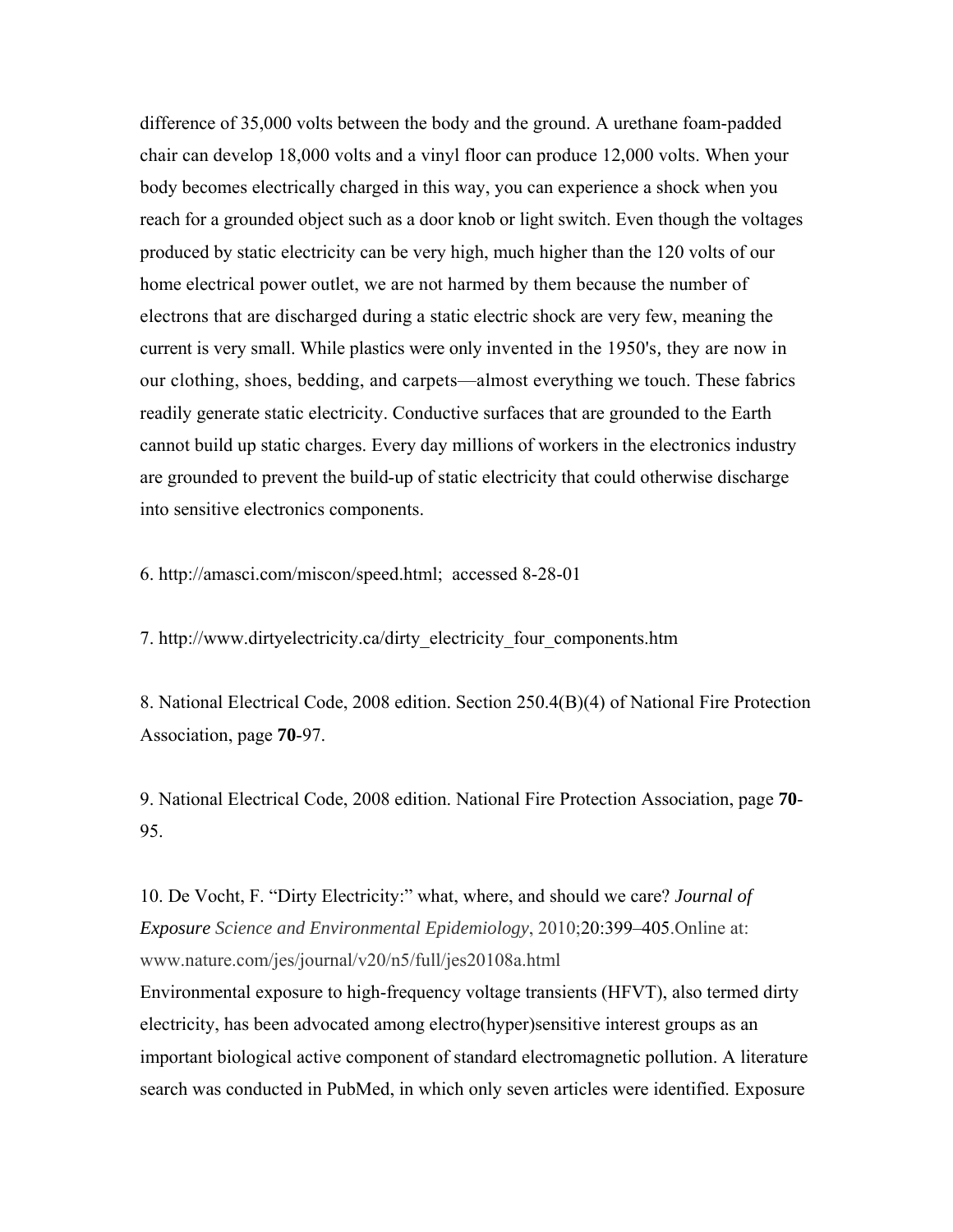difference of 35,000 volts between the body and the ground. A urethane foam-padded chair can develop 18,000 volts and a vinyl floor can produce 12,000 volts. When your body becomes electrically charged in this way, you can experience a shock when you reach for a grounded object such as a door knob or light switch. Even though the voltages produced by static electricity can be very high, much higher than the 120 volts of our home electrical power outlet, we are not harmed by them because the number of electrons that are discharged during a static electric shock are very few, meaning the current is very small. While plastics were only invented in the 1950's, they are now in our clothing, shoes, bedding, and carpets—almost everything we touch. These fabrics readily generate static electricity. Conductive surfaces that are grounded to the Earth cannot build up static charges. Every day millions of workers in the electronics industry are grounded to prevent the build-up of static electricity that could otherwise discharge into sensitive electronics components.

6. http://amasci.com/miscon/speed.html; accessed 8-28-01

7. http://www.dirtyelectricity.ca/dirty_electricity_four_components.htm

8. National Electrical Code, 2008 edition. Section 250.4(B)(4) of National Fire Protection Association, page **70**-97.

9. National Electrical Code, 2008 edition. National Fire Protection Association, page **70**-95.

10. De Vocht, F. "Dirty Electricity:" what, where, and should we care? *Journal of Exposure Science and Environmental Epidemiology*, 2010;20:399–405.Online at: www.nature.com/jes/journal/v20/n5/full/jes20108a.html
Environmental exposure to high-frequency voltage transients (HFVT), also termed dirty electricity, has been advocated among electro(hyper)sensitive interest groups as an important biological active component of standard electromagnetic pollution. A literature search was conducted in PubMed, in which only seven articles were identified. Exposure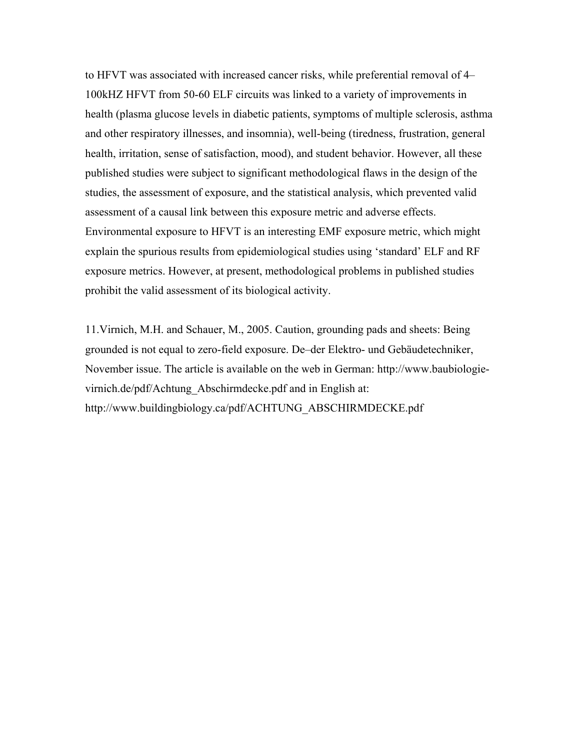to HFVT was associated with increased cancer risks, while preferential removal of 4–100kHZ HFVT from 50-60 ELF circuits was linked to a variety of improvements in health (plasma glucose levels in diabetic patients, symptoms of multiple sclerosis, asthma and other respiratory illnesses, and insomnia), well-being (tiredness, frustration, general health, irritation, sense of satisfaction, mood), and student behavior. However, all these published studies were subject to significant methodological flaws in the design of the studies, the assessment of exposure, and the statistical analysis, which prevented valid assessment of a causal link between this exposure metric and adverse effects. Environmental exposure to HFVT is an interesting EMF exposure metric, which might explain the spurious results from epidemiological studies using 'standard' ELF and RF exposure metrics. However, at present, methodological problems in published studies prohibit the valid assessment of its biological activity.

11.Virnich, M.H. and Schauer, M., 2005. Caution, grounding pads and sheets: Being grounded is not equal to zero-field exposure. De–der Elektro- und Gebäudetechniker, November issue. The article is available on the web in German: http://www.baubiologie-virnich.de/pdf/Achtung_Abschirmdecke.pdf and in English at: http://www.buildingbiology.ca/pdf/ACHTUNG_ABSCHIRMDECKE.pdf